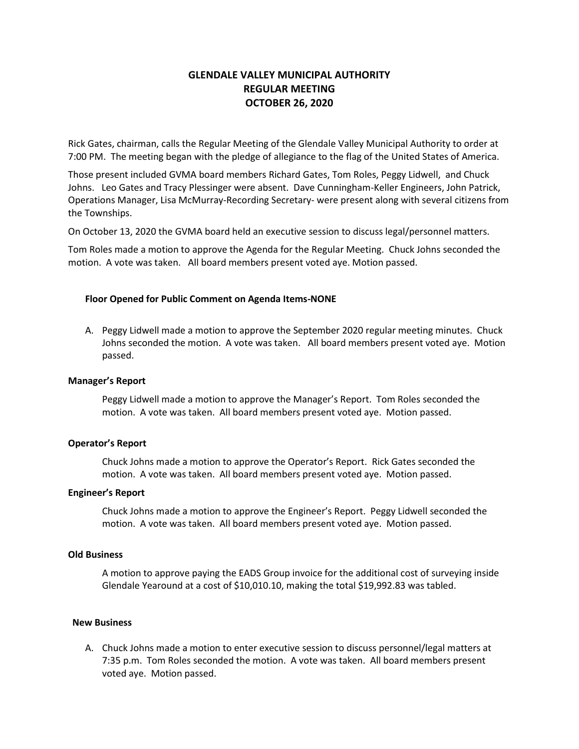# GLENDALE VALLEY MUNICIPAL AUTHORITY
## REGULAR MEETING
## OCTOBER 26, 2020

Rick Gates, chairman, calls the Regular Meeting of the Glendale Valley Municipal Authority to order at 7:00 PM. The meeting began with the pledge of allegiance to the flag of the United States of America.

Those present included GVMA board members Richard Gates, Tom Roles, Peggy Lidwell, and Chuck Johns. Leo Gates and Tracy Plessinger were absent. Dave Cunningham-Keller Engineers, John Patrick, Operations Manager, Lisa McMurray-Recording Secretary- were present along with several citizens from the Townships.

On October 13, 2020 the GVMA board held an executive session to discuss legal/personnel matters.

Tom Roles made a motion to approve the Agenda for the Regular Meeting. Chuck Johns seconded the motion. A vote was taken. All board members present voted aye. Motion passed.

**Floor Opened for Public Comment on Agenda Items-NONE**

A. Peggy Lidwell made a motion to approve the September 2020 regular meeting minutes. Chuck Johns seconded the motion. A vote was taken. All board members present voted aye. Motion passed.

**Manager's Report**

Peggy Lidwell made a motion to approve the Manager's Report. Tom Roles seconded the motion. A vote was taken. All board members present voted aye. Motion passed.

**Operator's Report**

Chuck Johns made a motion to approve the Operator's Report. Rick Gates seconded the motion. A vote was taken. All board members present voted aye. Motion passed.

**Engineer's Report**

Chuck Johns made a motion to approve the Engineer's Report. Peggy Lidwell seconded the motion. A vote was taken. All board members present voted aye. Motion passed.

**Old Business**

A motion to approve paying the EADS Group invoice for the additional cost of surveying inside Glendale Yearound at a cost of $10,010.10, making the total $19,992.83 was tabled.

**New Business**

A. Chuck Johns made a motion to enter executive session to discuss personnel/legal matters at 7:35 p.m. Tom Roles seconded the motion. A vote was taken. All board members present voted aye. Motion passed.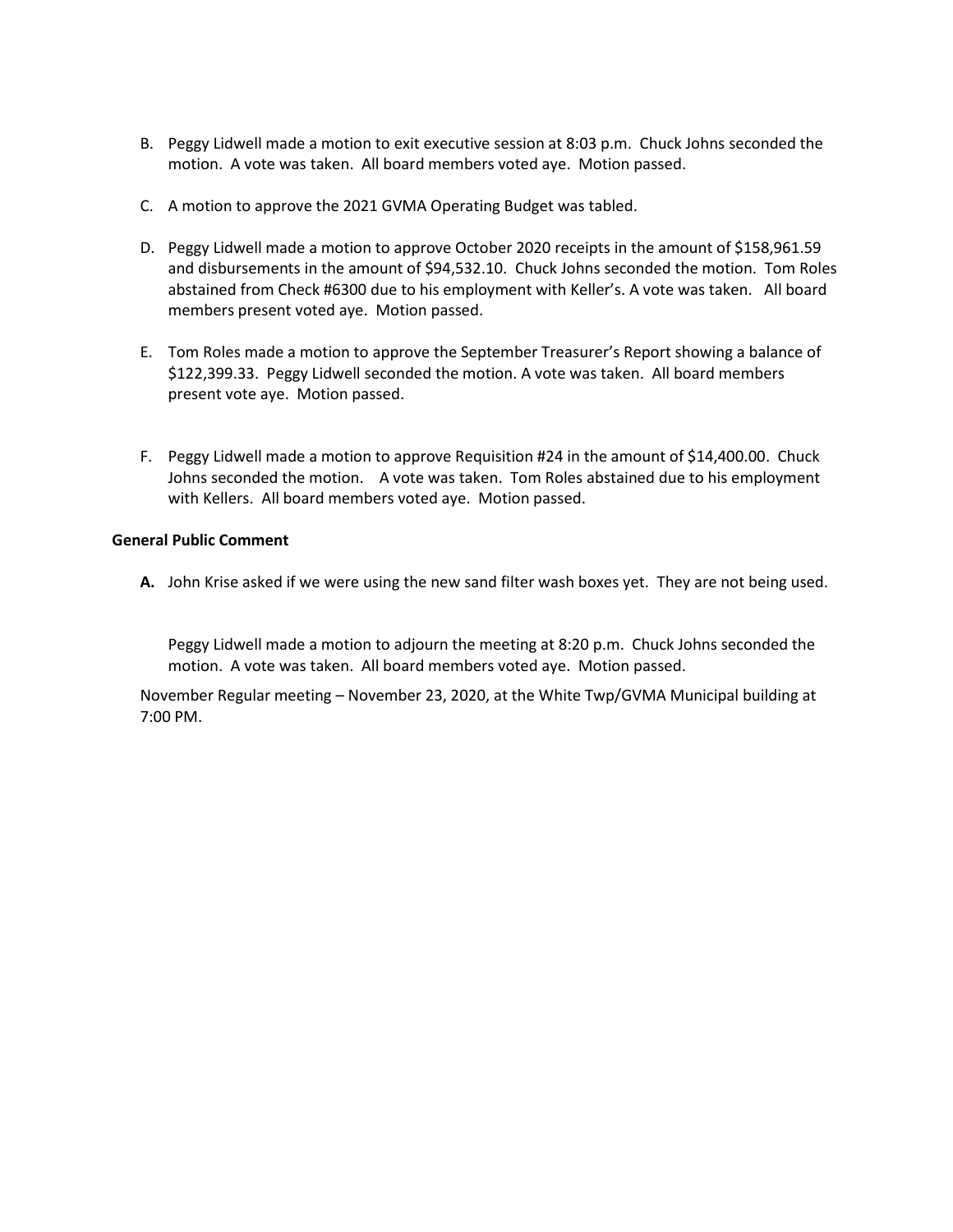B. Peggy Lidwell made a motion to exit executive session at 8:03 p.m. Chuck Johns seconded the motion. A vote was taken. All board members voted aye. Motion passed.

C. A motion to approve the 2021 GVMA Operating Budget was tabled.

D. Peggy Lidwell made a motion to approve October 2020 receipts in the amount of $158,961.59 and disbursements in the amount of $94,532.10. Chuck Johns seconded the motion. Tom Roles abstained from Check #6300 due to his employment with Keller's. A vote was taken. All board members present voted aye. Motion passed.

E. Tom Roles made a motion to approve the September Treasurer's Report showing a balance of $122,399.33. Peggy Lidwell seconded the motion. A vote was taken. All board members present vote aye. Motion passed.

F. Peggy Lidwell made a motion to approve Requisition #24 in the amount of $14,400.00. Chuck Johns seconded the motion. A vote was taken. Tom Roles abstained due to his employment with Kellers. All board members voted aye. Motion passed.

**General Public Comment**

**A.** John Krise asked if we were using the new sand filter wash boxes yet. They are not being used.

Peggy Lidwell made a motion to adjourn the meeting at 8:20 p.m. Chuck Johns seconded the motion. A vote was taken. All board members voted aye. Motion passed.

November Regular meeting – November 23, 2020, at the White Twp/GVMA Municipal building at 7:00 PM.